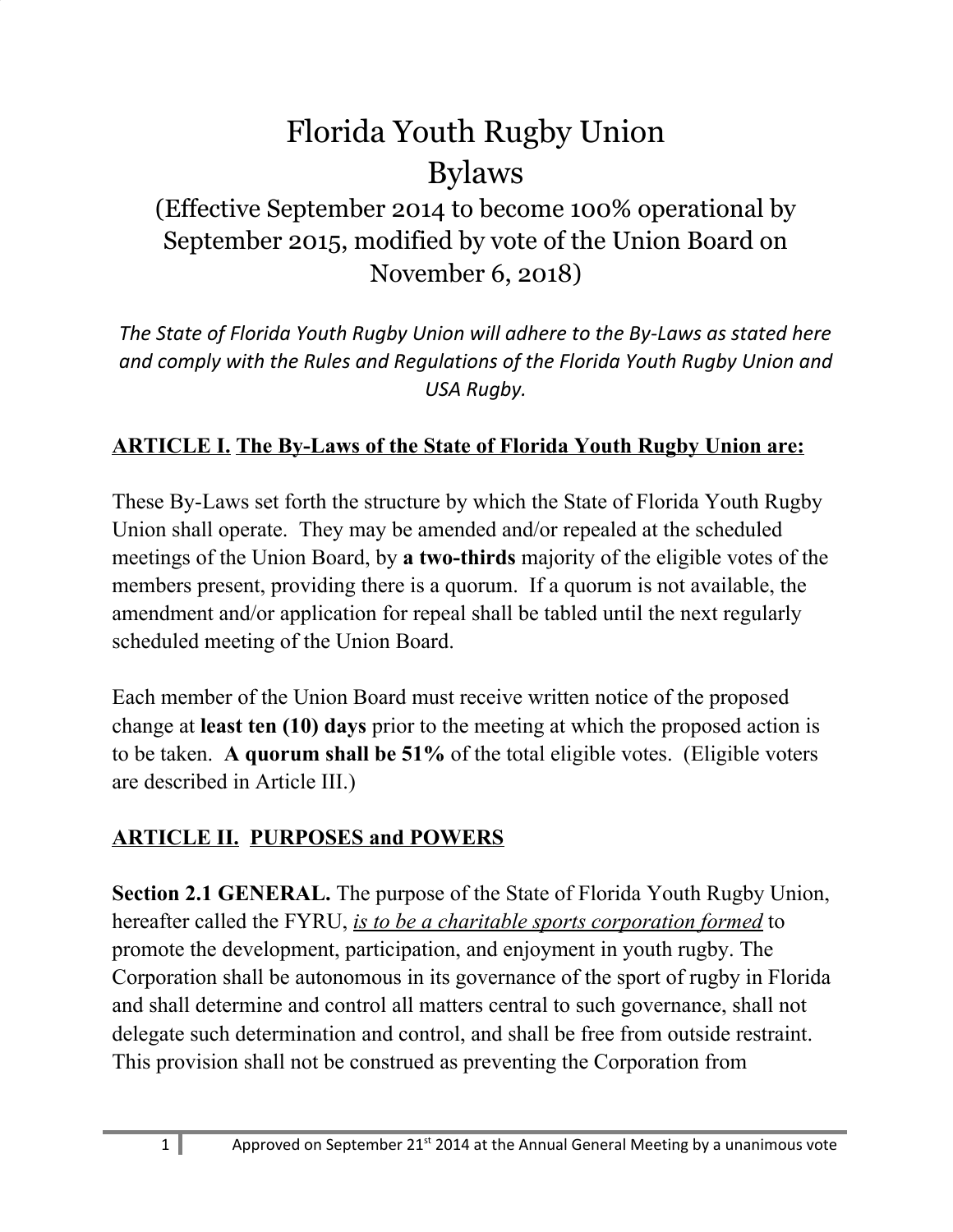# Florida Youth Rugby Union
# Bylaws

## (Effective September 2014 to become 100% operational by September 2015, modified by vote of the Union Board on November 6, 2018)

*The State of Florida Youth Rugby Union will adhere to the By-Laws as stated here and comply with the Rules and Regulations of the Florida Youth Rugby Union and USA Rugby.*

## ARTICLE I. The By-Laws of the State of Florida Youth Rugby Union are:

These By-Laws set forth the structure by which the State of Florida Youth Rugby Union shall operate. They may be amended and/or repealed at the scheduled meetings of the Union Board, by **a two-thirds** majority of the eligible votes of the members present, providing there is a quorum. If a quorum is not available, the amendment and/or application for repeal shall be tabled until the next regularly scheduled meeting of the Union Board.

Each member of the Union Board must receive written notice of the proposed change at **least ten (10) days** prior to the meeting at which the proposed action is to be taken. **A quorum shall be 51%** of the total eligible votes. (Eligible voters are described in Article III.)

## ARTICLE II. PURPOSES and POWERS

**Section 2.1 GENERAL.** The purpose of the State of Florida Youth Rugby Union, hereafter called the FYRU, *is to be a charitable sports corporation formed* to promote the development, participation, and enjoyment in youth rugby. The Corporation shall be autonomous in its governance of the sport of rugby in Florida and shall determine and control all matters central to such governance, shall not delegate such determination and control, and shall be free from outside restraint. This provision shall not be construed as preventing the Corporation from

Approved on September 21st 2014 at the Annual General Meeting by a unanimous vote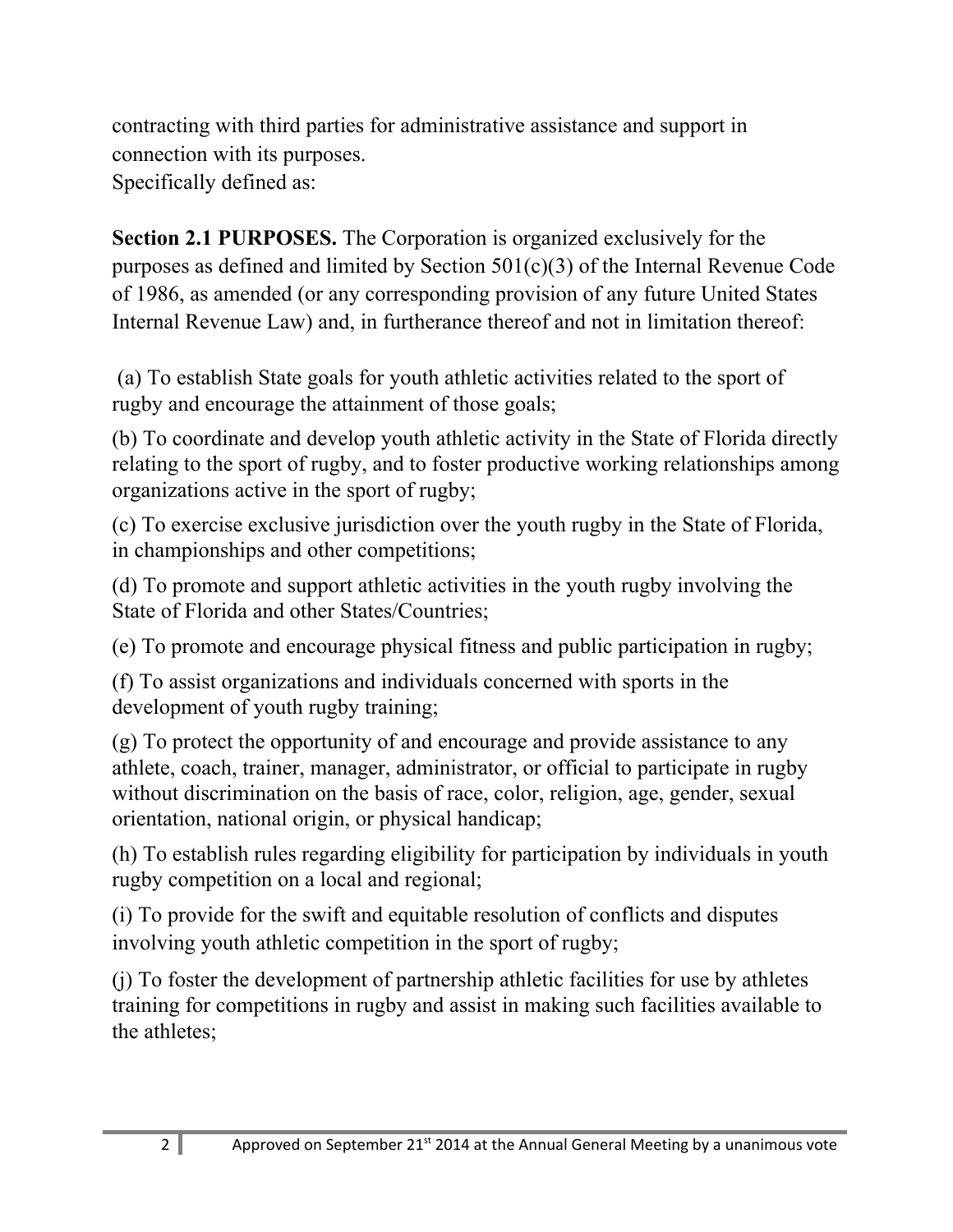contracting with third parties for administrative assistance and support in connection with its purposes.
Specifically defined as:

**Section 2.1 PURPOSES.** The Corporation is organized exclusively for the purposes as defined and limited by Section 501(c)(3) of the Internal Revenue Code of 1986, as amended (or any corresponding provision of any future United States Internal Revenue Law) and, in furtherance thereof and not in limitation thereof:

(a) To establish State goals for youth athletic activities related to the sport of rugby and encourage the attainment of those goals;

(b) To coordinate and develop youth athletic activity in the State of Florida directly relating to the sport of rugby, and to foster productive working relationships among organizations active in the sport of rugby;

(c) To exercise exclusive jurisdiction over the youth rugby in the State of Florida, in championships and other competitions;

(d) To promote and support athletic activities in the youth rugby involving the State of Florida and other States/Countries;

(e) To promote and encourage physical fitness and public participation in rugby;

(f) To assist organizations and individuals concerned with sports in the development of youth rugby training;

(g) To protect the opportunity of and encourage and provide assistance to any athlete, coach, trainer, manager, administrator, or official to participate in rugby without discrimination on the basis of race, color, religion, age, gender, sexual orientation, national origin, or physical handicap;

(h) To establish rules regarding eligibility for participation by individuals in youth rugby competition on a local and regional;

(i) To provide for the swift and equitable resolution of conflicts and disputes involving youth athletic competition in the sport of rugby;

(j) To foster the development of partnership athletic facilities for use by athletes training for competitions in rugby and assist in making such facilities available to the athletes;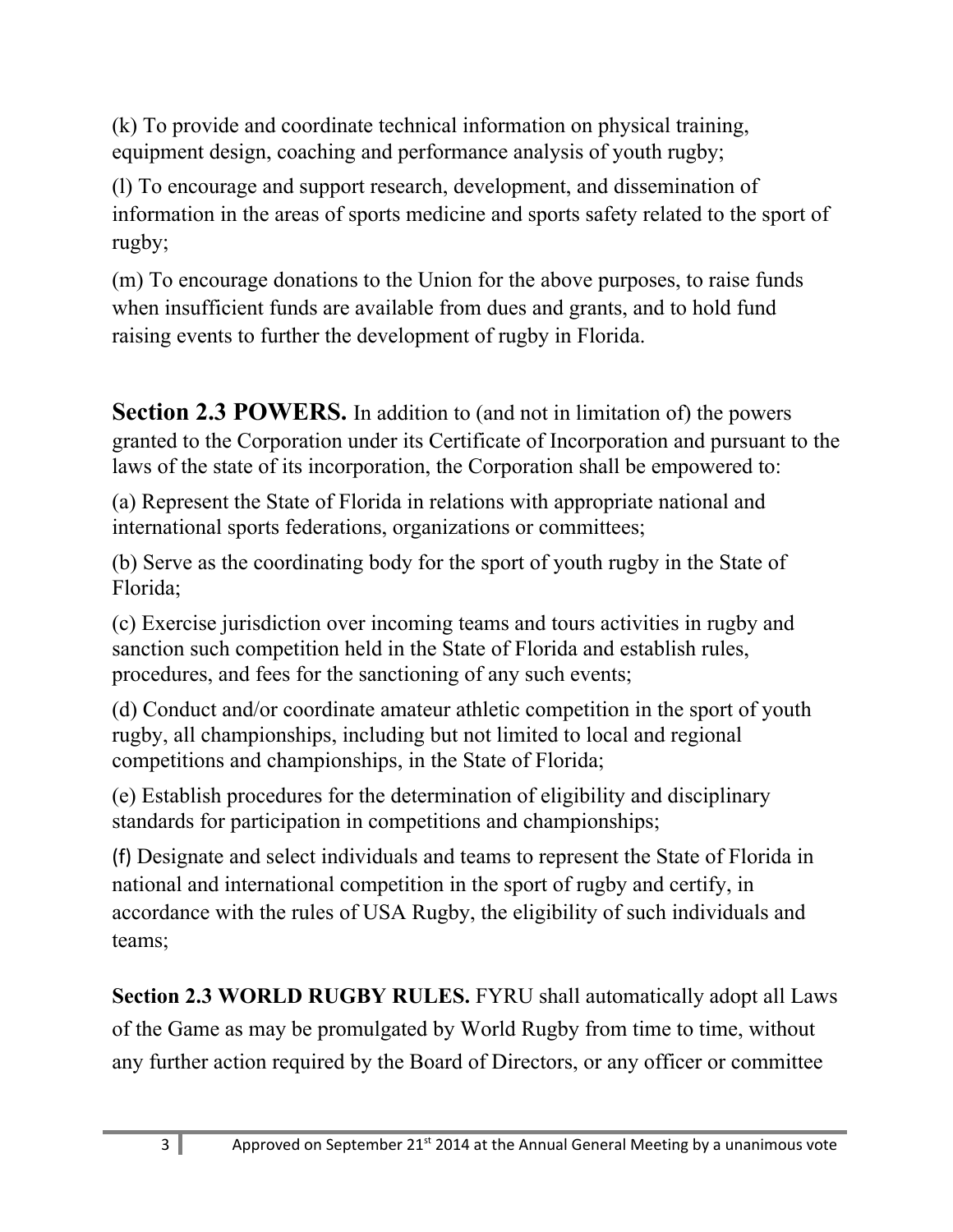(k) To provide and coordinate technical information on physical training, equipment design, coaching and performance analysis of youth rugby;

(l) To encourage and support research, development, and dissemination of information in the areas of sports medicine and sports safety related to the sport of rugby;

(m) To encourage donations to the Union for the above purposes, to raise funds when insufficient funds are available from dues and grants, and to hold fund raising events to further the development of rugby in Florida.

**Section 2.3 POWERS.** In addition to (and not in limitation of) the powers granted to the Corporation under its Certificate of Incorporation and pursuant to the laws of the state of its incorporation, the Corporation shall be empowered to:

(a) Represent the State of Florida in relations with appropriate national and international sports federations, organizations or committees;

(b) Serve as the coordinating body for the sport of youth rugby in the State of Florida;

(c) Exercise jurisdiction over incoming teams and tours activities in rugby and sanction such competition held in the State of Florida and establish rules, procedures, and fees for the sanctioning of any such events;

(d) Conduct and/or coordinate amateur athletic competition in the sport of youth rugby, all championships, including but not limited to local and regional competitions and championships, in the State of Florida;

(e) Establish procedures for the determination of eligibility and disciplinary standards for participation in competitions and championships;

(f) Designate and select individuals and teams to represent the State of Florida in national and international competition in the sport of rugby and certify, in accordance with the rules of USA Rugby, the eligibility of such individuals and teams;

**Section 2.3 WORLD RUGBY RULES.** FYRU shall automatically adopt all Laws of the Game as may be promulgated by World Rugby from time to time, without any further action required by the Board of Directors, or any officer or committee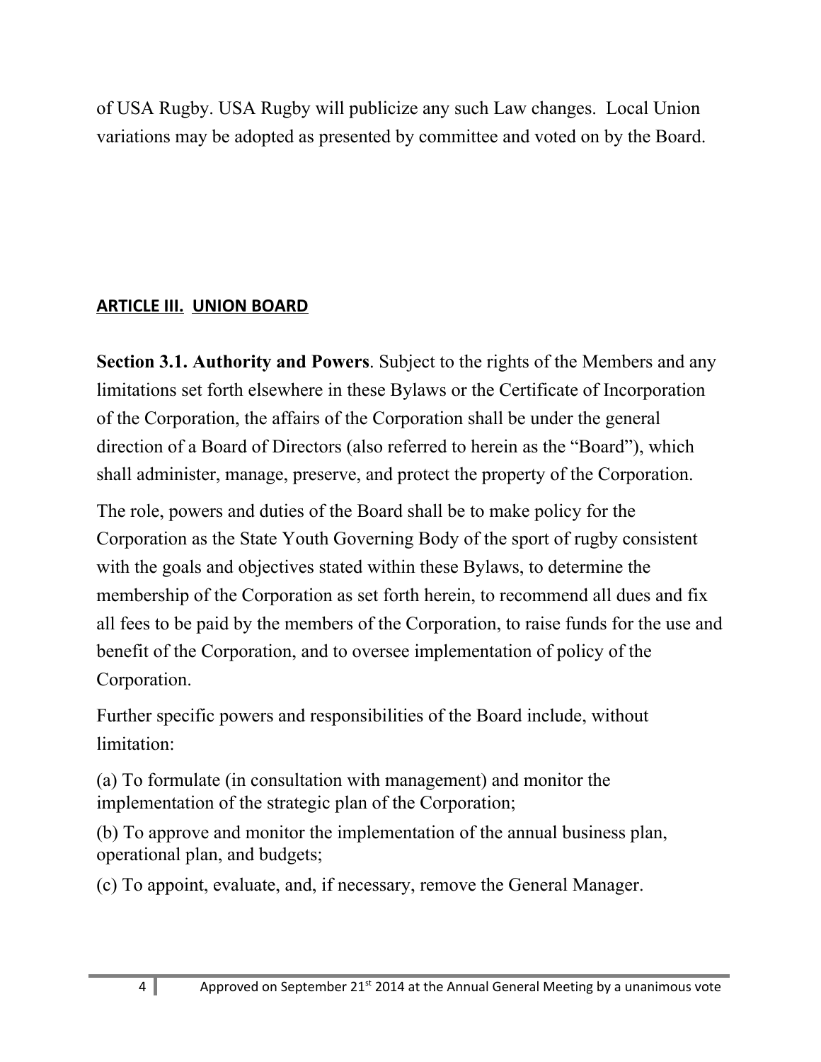of USA Rugby. USA Rugby will publicize any such Law changes. Local Union variations may be adopted as presented by committee and voted on by the Board.

## ARTICLE III. UNION BOARD

**Section 3.1. Authority and Powers**. Subject to the rights of the Members and any limitations set forth elsewhere in these Bylaws or the Certificate of Incorporation of the Corporation, the affairs of the Corporation shall be under the general direction of a Board of Directors (also referred to herein as the "Board"), which shall administer, manage, preserve, and protect the property of the Corporation.

The role, powers and duties of the Board shall be to make policy for the Corporation as the State Youth Governing Body of the sport of rugby consistent with the goals and objectives stated within these Bylaws, to determine the membership of the Corporation as set forth herein, to recommend all dues and fix all fees to be paid by the members of the Corporation, to raise funds for the use and benefit of the Corporation, and to oversee implementation of policy of the Corporation.

Further specific powers and responsibilities of the Board include, without limitation:

(a) To formulate (in consultation with management) and monitor the implementation of the strategic plan of the Corporation;

(b) To approve and monitor the implementation of the annual business plan, operational plan, and budgets;

(c) To appoint, evaluate, and, if necessary, remove the General Manager.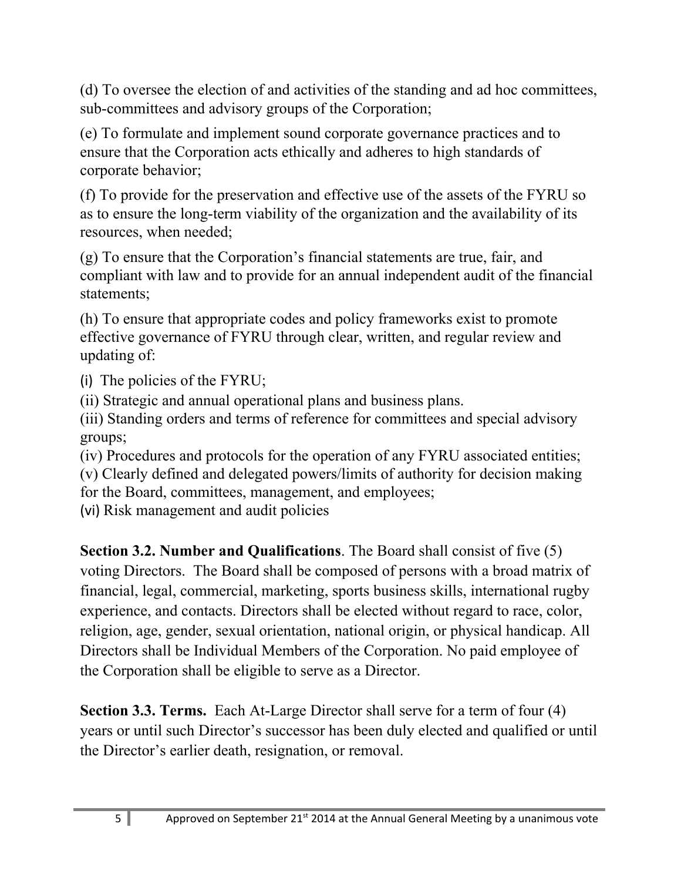(d) To oversee the election of and activities of the standing and ad hoc committees, sub-committees and advisory groups of the Corporation;

(e) To formulate and implement sound corporate governance practices and to ensure that the Corporation acts ethically and adheres to high standards of corporate behavior;

(f) To provide for the preservation and effective use of the assets of the FYRU so as to ensure the long-term viability of the organization and the availability of its resources, when needed;

(g) To ensure that the Corporation's financial statements are true, fair, and compliant with law and to provide for an annual independent audit of the financial statements;

(h) To ensure that appropriate codes and policy frameworks exist to promote effective governance of FYRU through clear, written, and regular review and updating of:

(i) The policies of the FYRU;
(ii) Strategic and annual operational plans and business plans.
(iii) Standing orders and terms of reference for committees and special advisory groups;
(iv) Procedures and protocols for the operation of any FYRU associated entities;
(v) Clearly defined and delegated powers/limits of authority for decision making for the Board, committees, management, and employees;
(vi) Risk management and audit policies

**Section 3.2. Number and Qualifications**. The Board shall consist of five (5) voting Directors. The Board shall be composed of persons with a broad matrix of financial, legal, commercial, marketing, sports business skills, international rugby experience, and contacts. Directors shall be elected without regard to race, color, religion, age, gender, sexual orientation, national origin, or physical handicap. All Directors shall be Individual Members of the Corporation. No paid employee of the Corporation shall be eligible to serve as a Director.

**Section 3.3. Terms.** Each At-Large Director shall serve for a term of four (4) years or until such Director's successor has been duly elected and qualified or until the Director's earlier death, resignation, or removal.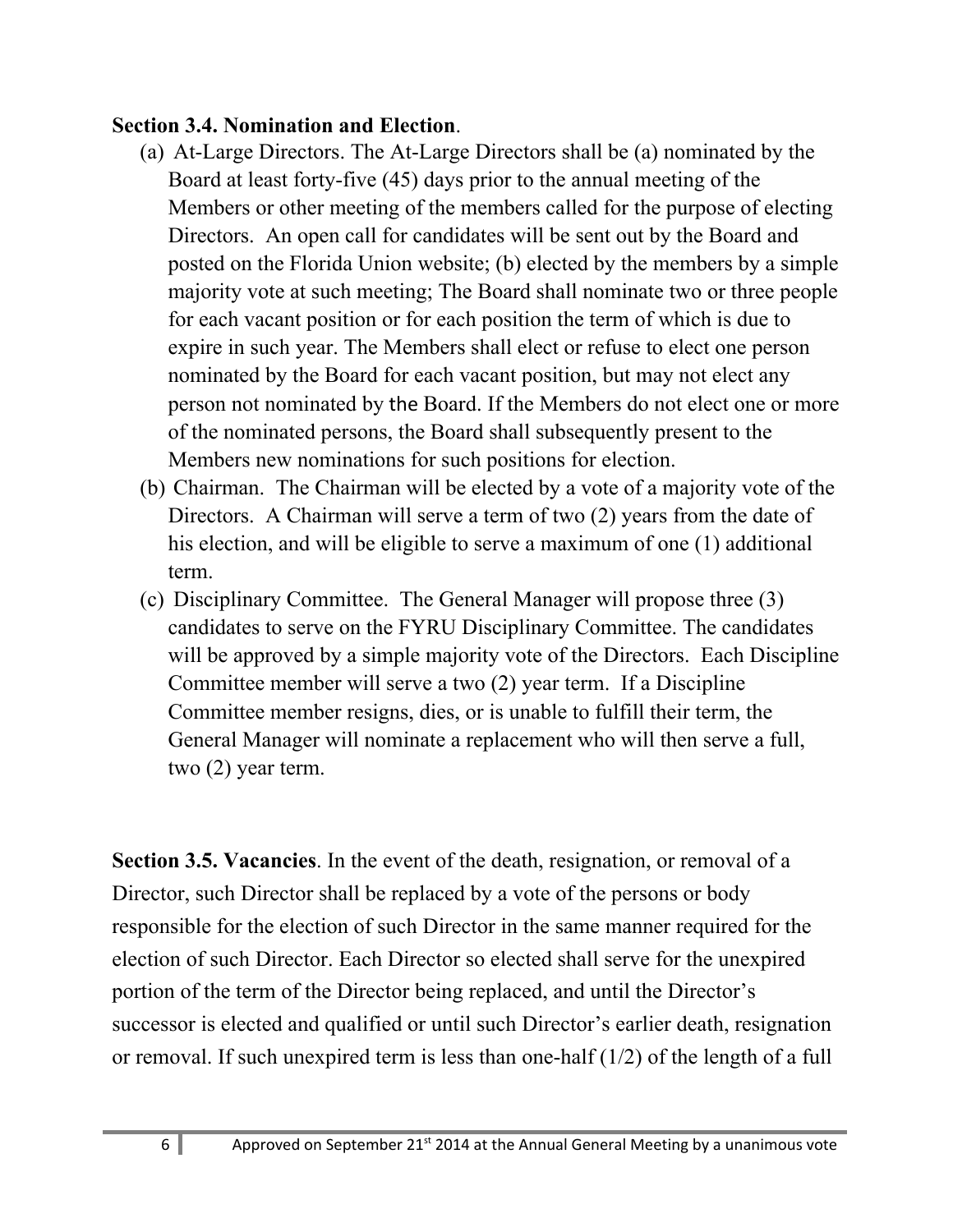**Section 3.4. Nomination and Election**.

(a) At-Large Directors. The At-Large Directors shall be (a) nominated by the Board at least forty-five (45) days prior to the annual meeting of the Members or other meeting of the members called for the purpose of electing Directors. An open call for candidates will be sent out by the Board and posted on the Florida Union website; (b) elected by the members by a simple majority vote at such meeting; The Board shall nominate two or three people for each vacant position or for each position the term of which is due to expire in such year. The Members shall elect or refuse to elect one person nominated by the Board for each vacant position, but may not elect any person not nominated by the Board. If the Members do not elect one or more of the nominated persons, the Board shall subsequently present to the Members new nominations for such positions for election.

(b) Chairman. The Chairman will be elected by a vote of a majority vote of the Directors. A Chairman will serve a term of two (2) years from the date of his election, and will be eligible to serve a maximum of one (1) additional term.

(c) Disciplinary Committee. The General Manager will propose three (3) candidates to serve on the FYRU Disciplinary Committee. The candidates will be approved by a simple majority vote of the Directors. Each Discipline Committee member will serve a two (2) year term. If a Discipline Committee member resigns, dies, or is unable to fulfill their term, the General Manager will nominate a replacement who will then serve a full, two (2) year term.

**Section 3.5. Vacancies**. In the event of the death, resignation, or removal of a Director, such Director shall be replaced by a vote of the persons or body responsible for the election of such Director in the same manner required for the election of such Director. Each Director so elected shall serve for the unexpired portion of the term of the Director being replaced, and until the Director's successor is elected and qualified or until such Director's earlier death, resignation or removal. If such unexpired term is less than one-half (1/2) of the length of a full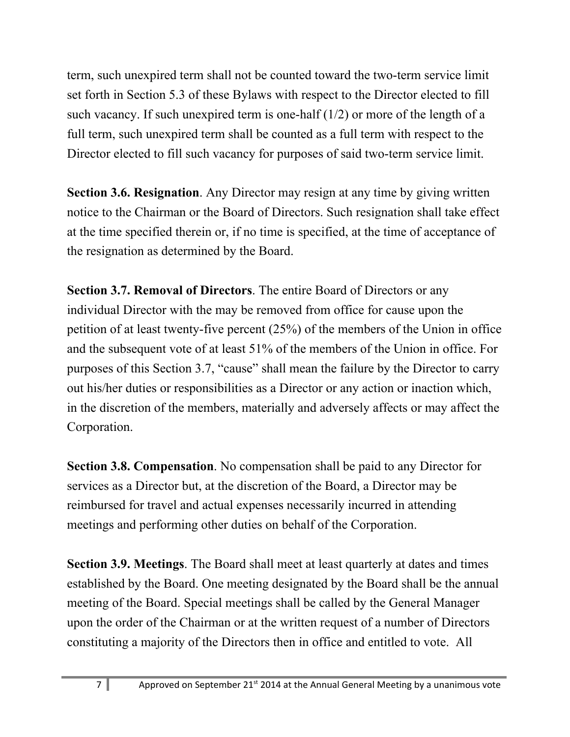term, such unexpired term shall not be counted toward the two-term service limit set forth in Section 5.3 of these Bylaws with respect to the Director elected to fill such vacancy. If such unexpired term is one-half (1/2) or more of the length of a full term, such unexpired term shall be counted as a full term with respect to the Director elected to fill such vacancy for purposes of said two-term service limit.

**Section 3.6. Resignation**. Any Director may resign at any time by giving written notice to the Chairman or the Board of Directors. Such resignation shall take effect at the time specified therein or, if no time is specified, at the time of acceptance of the resignation as determined by the Board.

**Section 3.7. Removal of Directors**. The entire Board of Directors or any individual Director with the may be removed from office for cause upon the petition of at least twenty-five percent (25%) of the members of the Union in office and the subsequent vote of at least 51% of the members of the Union in office. For purposes of this Section 3.7, "cause" shall mean the failure by the Director to carry out his/her duties or responsibilities as a Director or any action or inaction which, in the discretion of the members, materially and adversely affects or may affect the Corporation.

**Section 3.8. Compensation**. No compensation shall be paid to any Director for services as a Director but, at the discretion of the Board, a Director may be reimbursed for travel and actual expenses necessarily incurred in attending meetings and performing other duties on behalf of the Corporation.

**Section 3.9. Meetings**. The Board shall meet at least quarterly at dates and times established by the Board. One meeting designated by the Board shall be the annual meeting of the Board. Special meetings shall be called by the General Manager upon the order of the Chairman or at the written request of a number of Directors constituting a majority of the Directors then in office and entitled to vote. All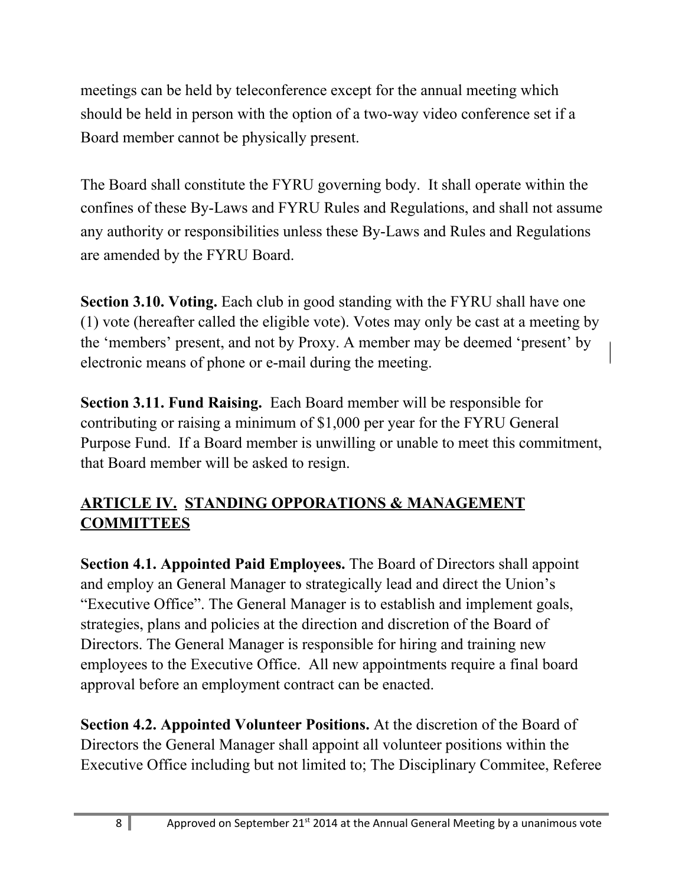meetings can be held by teleconference except for the annual meeting which should be held in person with the option of a two-way video conference set if a Board member cannot be physically present.

The Board shall constitute the FYRU governing body. It shall operate within the confines of these By-Laws and FYRU Rules and Regulations, and shall not assume any authority or responsibilities unless these By-Laws and Rules and Regulations are amended by the FYRU Board.

**Section 3.10. Voting.** Each club in good standing with the FYRU shall have one (1) vote (hereafter called the eligible vote). Votes may only be cast at a meeting by the 'members' present, and not by Proxy. A member may be deemed 'present' by electronic means of phone or e-mail during the meeting.

**Section 3.11. Fund Raising.** Each Board member will be responsible for contributing or raising a minimum of $1,000 per year for the FYRU General Purpose Fund. If a Board member is unwilling or unable to meet this commitment, that Board member will be asked to resign.

## ARTICLE IV. STANDING OPPORATIONS & MANAGEMENT COMMITTEES

**Section 4.1. Appointed Paid Employees.** The Board of Directors shall appoint and employ an General Manager to strategically lead and direct the Union's "Executive Office". The General Manager is to establish and implement goals, strategies, plans and policies at the direction and discretion of the Board of Directors. The General Manager is responsible for hiring and training new employees to the Executive Office. All new appointments require a final board approval before an employment contract can be enacted.

**Section 4.2. Appointed Volunteer Positions.** At the discretion of the Board of Directors the General Manager shall appoint all volunteer positions within the Executive Office including but not limited to; The Disciplinary Commitee, Referee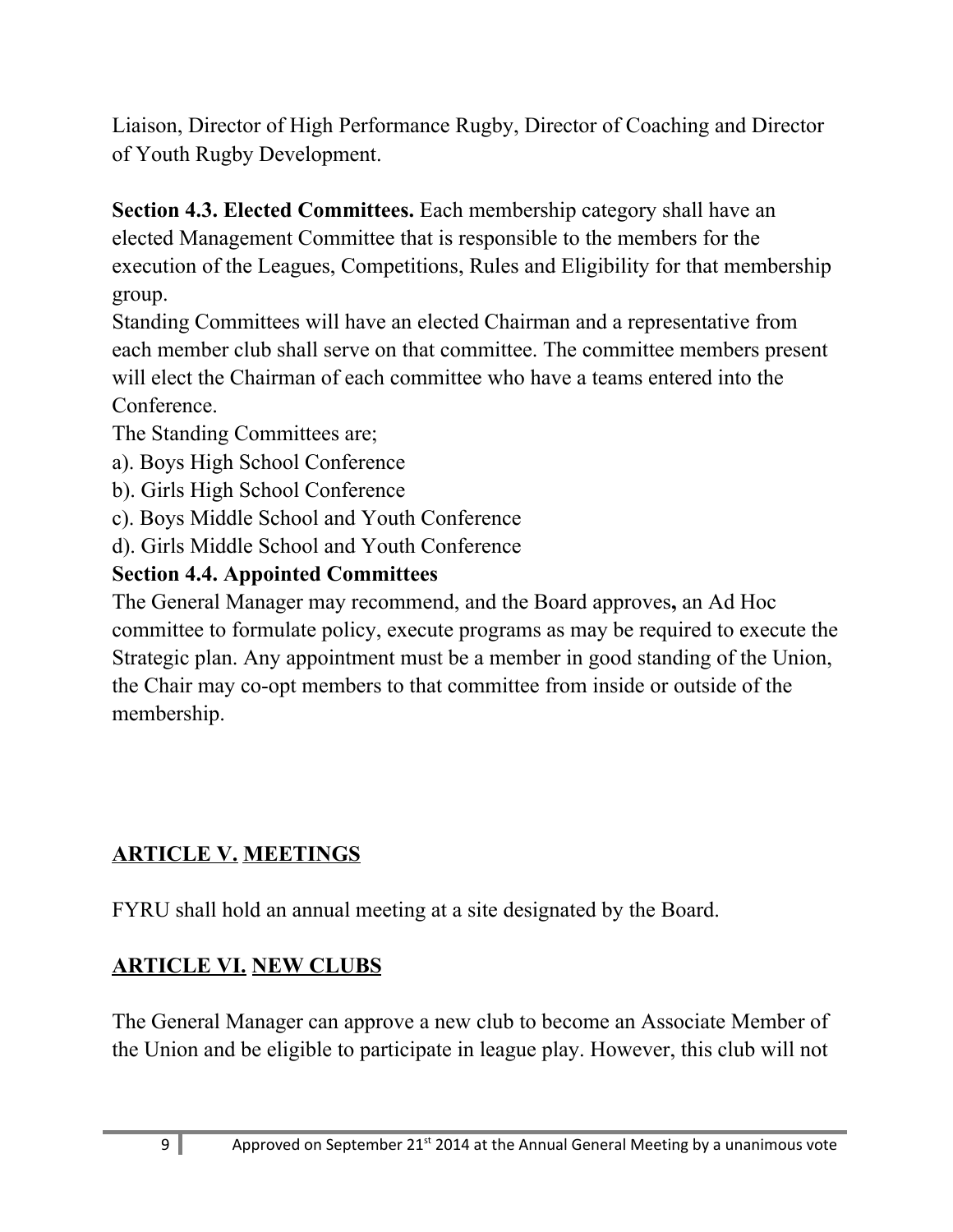Liaison, Director of High Performance Rugby, Director of Coaching and Director of Youth Rugby Development.

**Section 4.3. Elected Committees.** Each membership category shall have an elected Management Committee that is responsible to the members for the execution of the Leagues, Competitions, Rules and Eligibility for that membership group.

Standing Committees will have an elected Chairman and a representative from each member club shall serve on that committee. The committee members present will elect the Chairman of each committee who have a teams entered into the Conference.

The Standing Committees are;

a). Boys High School Conference

b). Girls High School Conference

c). Boys Middle School and Youth Conference

d). Girls Middle School and Youth Conference

**Section 4.4. Appointed Committees**

The General Manager may recommend, and the Board approves**,** an Ad Hoc committee to formulate policy, execute programs as may be required to execute the Strategic plan. Any appointment must be a member in good standing of the Union, the Chair may co-opt members to that committee from inside or outside of the membership.

## <u>ARTICLE V.</u> <u>MEETINGS</u>

FYRU shall hold an annual meeting at a site designated by the Board.

## <u>ARTICLE VI.</u> <u>NEW CLUBS</u>

The General Manager can approve a new club to become an Associate Member of the Union and be eligible to participate in league play. However, this club will not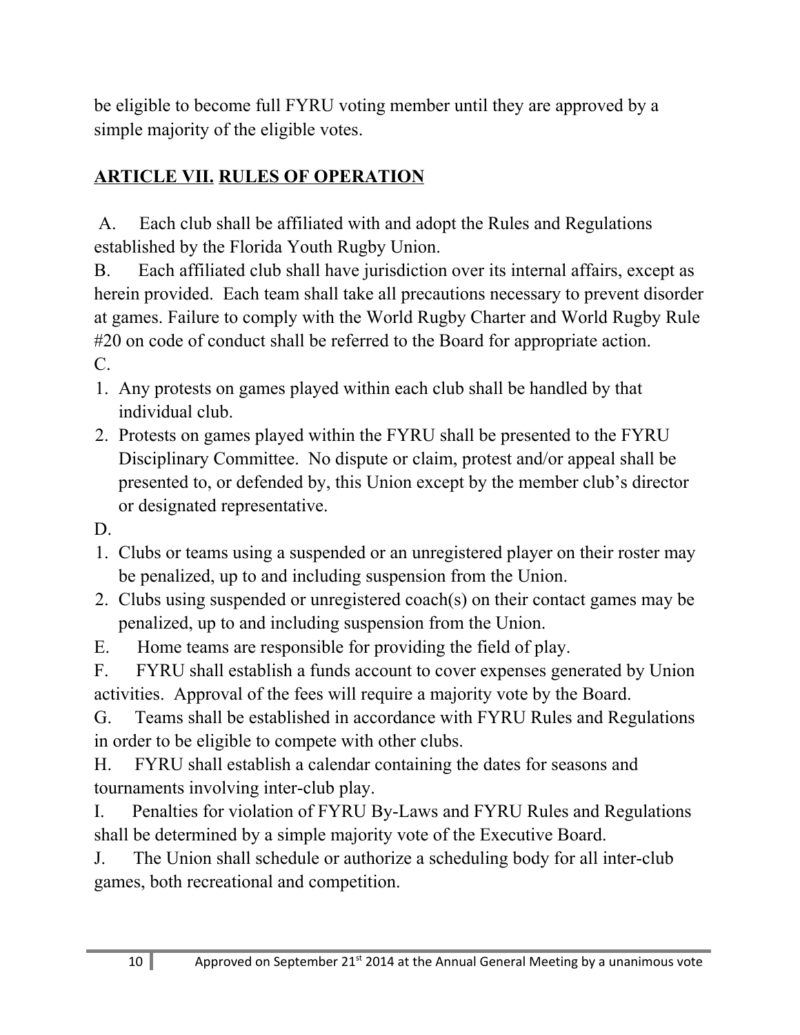be eligible to become full FYRU voting member until they are approved by a simple majority of the eligible votes.

## ARTICLE VII. RULES OF OPERATION

A. Each club shall be affiliated with and adopt the Rules and Regulations established by the Florida Youth Rugby Union.

B. Each affiliated club shall have jurisdiction over its internal affairs, except as herein provided. Each team shall take all precautions necessary to prevent disorder at games. Failure to comply with the World Rugby Charter and World Rugby Rule #20 on code of conduct shall be referred to the Board for appropriate action.

C.

1. Any protests on games played within each club shall be handled by that individual club.
2. Protests on games played within the FYRU shall be presented to the FYRU Disciplinary Committee. No dispute or claim, protest and/or appeal shall be presented to, or defended by, this Union except by the member club's director or designated representative.

D.

1. Clubs or teams using a suspended or an unregistered player on their roster may be penalized, up to and including suspension from the Union.
2. Clubs using suspended or unregistered coach(s) on their contact games may be penalized, up to and including suspension from the Union.

E. Home teams are responsible for providing the field of play.

F. FYRU shall establish a funds account to cover expenses generated by Union activities. Approval of the fees will require a majority vote by the Board.

G. Teams shall be established in accordance with FYRU Rules and Regulations in order to be eligible to compete with other clubs.

H. FYRU shall establish a calendar containing the dates for seasons and tournaments involving inter-club play.

I. Penalties for violation of FYRU By-Laws and FYRU Rules and Regulations shall be determined by a simple majority vote of the Executive Board.

J. The Union shall schedule or authorize a scheduling body for all inter-club games, both recreational and competition.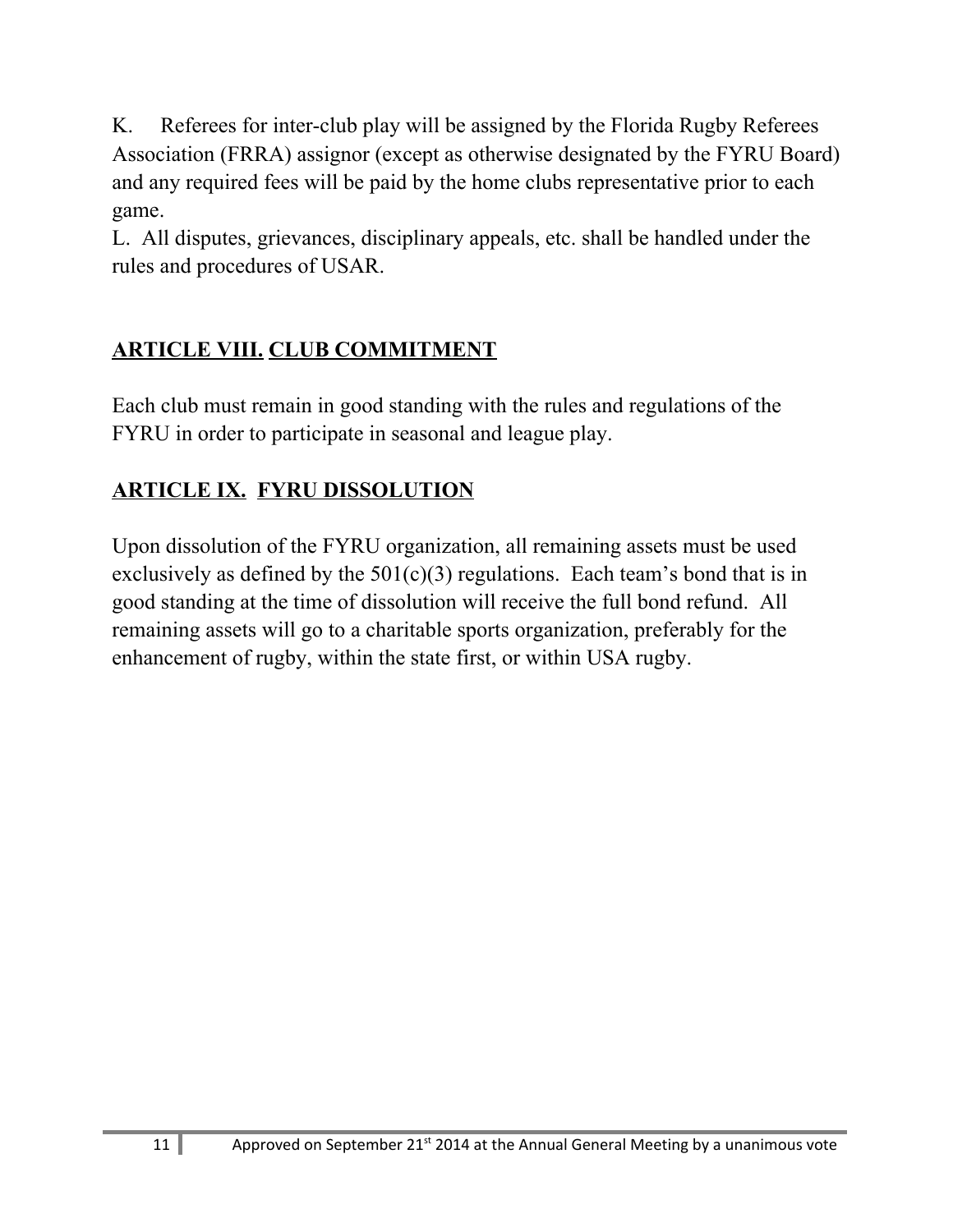K. Referees for inter-club play will be assigned by the Florida Rugby Referees Association (FRRA) assignor (except as otherwise designated by the FYRU Board) and any required fees will be paid by the home clubs representative prior to each game.

L. All disputes, grievances, disciplinary appeals, etc. shall be handled under the rules and procedures of USAR.

## ARTICLE VIII. CLUB COMMITMENT

Each club must remain in good standing with the rules and regulations of the FYRU in order to participate in seasonal and league play.

## ARTICLE IX. FYRU DISSOLUTION

Upon dissolution of the FYRU organization, all remaining assets must be used exclusively as defined by the 501(c)(3) regulations. Each team's bond that is in good standing at the time of dissolution will receive the full bond refund. All remaining assets will go to a charitable sports organization, preferably for the enhancement of rugby, within the state first, or within USA rugby.